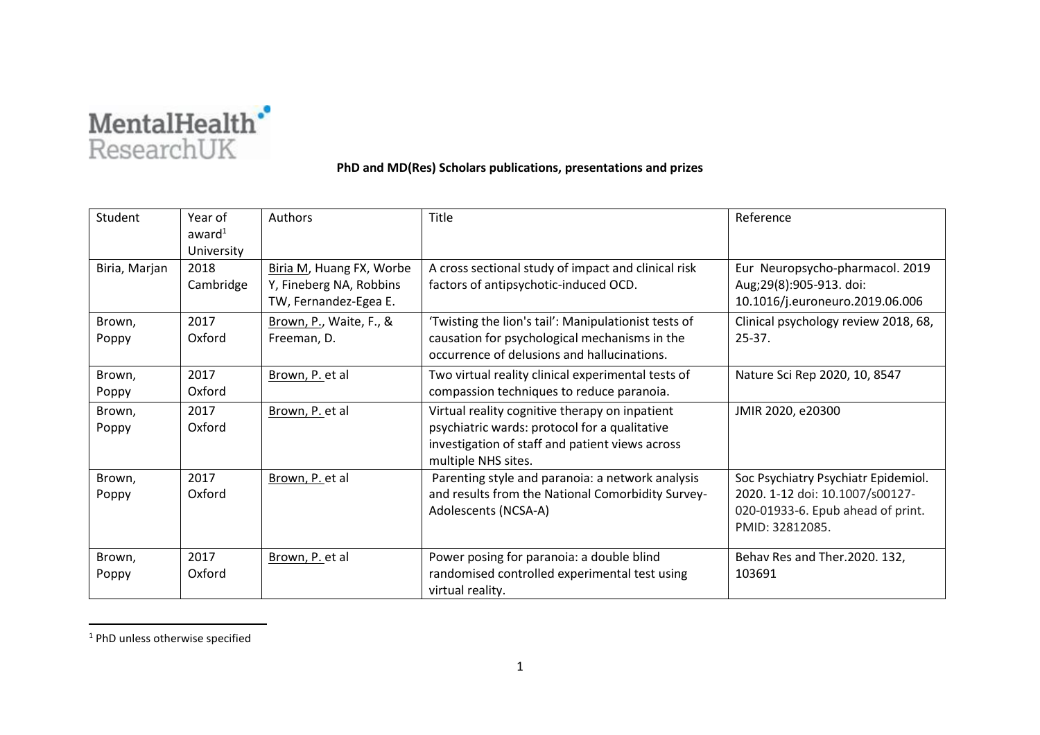MentalHealth ResearchUK

**PhD and MD(Res) Scholars publications, presentations and prizes**

| Student | Year of award[1] University | Authors | Title | Reference |
|---|---|---|---|---|
| Biria, Marjan | 2018 Cambridge | Biria M, Huang FX, Worbe Y, Fineberg NA, Robbins TW, Fernandez-Egea E. | A cross sectional study of impact and clinical risk factors of antipsychotic-induced OCD. | Eur Neuropsycho-pharmacol. 2019 Aug;29(8):905-913. doi: 10.1016/j.euroneuro.2019.06.006 |
| Brown, Poppy | 2017 Oxford | Brown, P., Waite, F., & Freeman, D. | 'Twisting the lion's tail': Manipulationist tests of causation for psychological mechanisms in the occurrence of delusions and hallucinations. | Clinical psychology review 2018, 68, 25-37. |
| Brown, Poppy | 2017 Oxford | Brown, P. et al | Two virtual reality clinical experimental tests of compassion techniques to reduce paranoia. | Nature Sci Rep 2020, 10, 8547 |
| Brown, Poppy | 2017 Oxford | Brown, P. et al | Virtual reality cognitive therapy on inpatient psychiatric wards: protocol for a qualitative investigation of staff and patient views across multiple NHS sites. | JMIR 2020, e20300 |
| Brown, Poppy | 2017 Oxford | Brown, P. et al | Parenting style and paranoia: a network analysis and results from the National Comorbidity Survey-Adolescents (NCSA-A) | Soc Psychiatry Psychiatr Epidemiol. 2020. 1-12 doi: 10.1007/s00127-020-01933-6. Epub ahead of print. PMID: 32812085. |
| Brown, Poppy | 2017 Oxford | Brown, P. et al | Power posing for paranoia: a double blind randomised controlled experimental test using virtual reality. | Behav Res and Ther.2020. 132, 103691 |

[1] PhD unless otherwise specified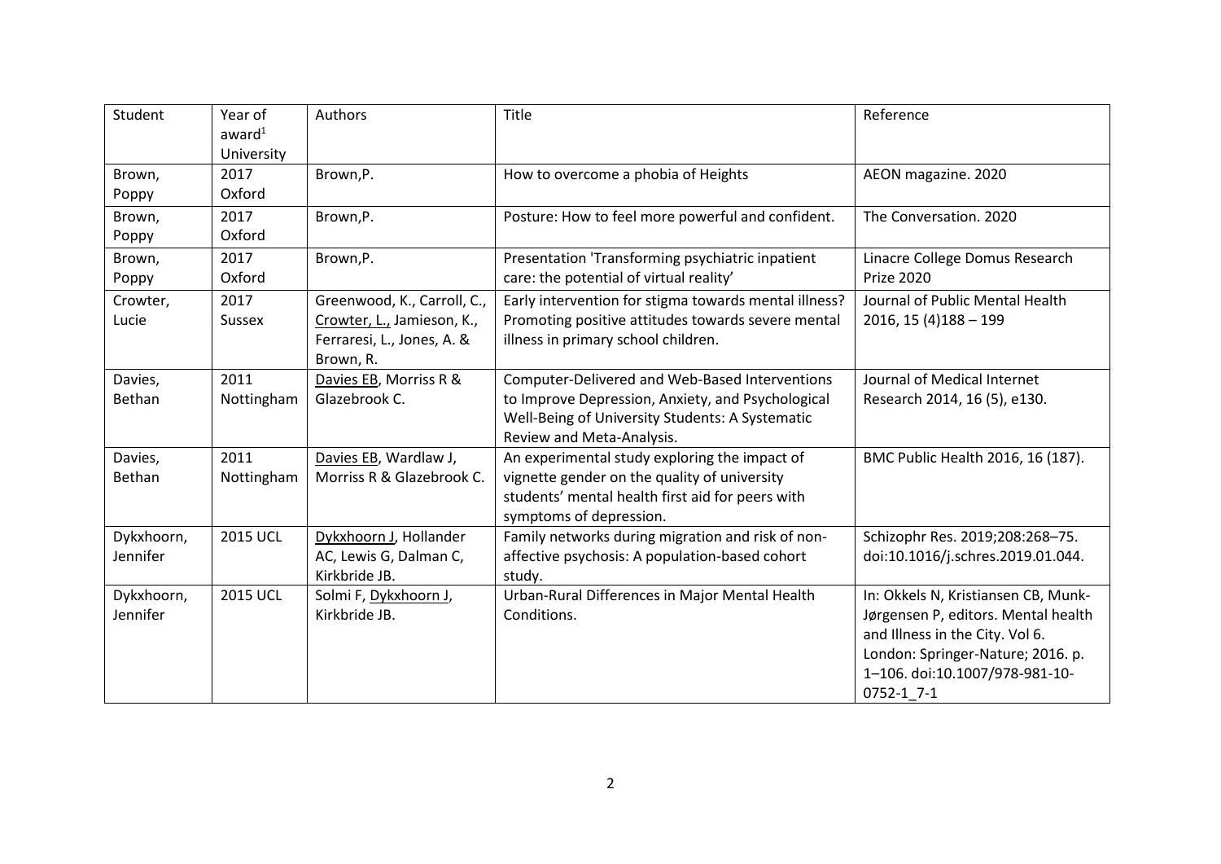| Student | Year of award[1] University | Authors | Title | Reference |
|---|---|---|---|---|
| Brown, Poppy | 2017 Oxford | Brown,P. | How to overcome a phobia of Heights | AEON magazine. 2020 |
| Brown, Poppy | 2017 Oxford | Brown,P. | Posture: How to feel more powerful and confident. | The Conversation. 2020 |
| Brown, Poppy | 2017 Oxford | Brown,P. | Presentation 'Transforming psychiatric inpatient care: the potential of virtual reality' | Linacre College Domus Research Prize 2020 |
| Crowter, Lucie | 2017 Sussex | Greenwood, K., Carroll, C., Crowter, L., Jamieson, K., Ferraresi, L., Jones, A. & Brown, R. | Early intervention for stigma towards mental illness? Promoting positive attitudes towards severe mental illness in primary school children. | Journal of Public Mental Health 2016, 15 (4)188 – 199 |
| Davies, Bethan | 2011 Nottingham | Davies EB, Morriss R & Glazebrook C. | Computer-Delivered and Web-Based Interventions to Improve Depression, Anxiety, and Psychological Well-Being of University Students: A Systematic Review and Meta-Analysis. | Journal of Medical Internet Research 2014, 16 (5), e130. |
| Davies, Bethan | 2011 Nottingham | Davies EB, Wardlaw J, Morriss R & Glazebrook C. | An experimental study exploring the impact of vignette gender on the quality of university students' mental health first aid for peers with symptoms of depression. | BMC Public Health 2016, 16 (187). |
| Dykxhoorn, Jennifer | 2015 UCL | Dykxhoorn J, Hollander AC, Lewis G, Dalman C, Kirkbride JB. | Family networks during migration and risk of non-affective psychosis: A population-based cohort study. | Schizophr Res. 2019;208:268–75. doi:10.1016/j.schres.2019.01.044. |
| Dykxhoorn, Jennifer | 2015 UCL | Solmi F, Dykxhoorn J, Kirkbride JB. | Urban-Rural Differences in Major Mental Health Conditions. | In: Okkels N, Kristiansen CB, Munk-Jørgensen P, editors. Mental health and Illness in the City. Vol 6. London: Springer-Nature; 2016. p. 1–106. doi:10.1007/978-981-10-0752-1_7-1 |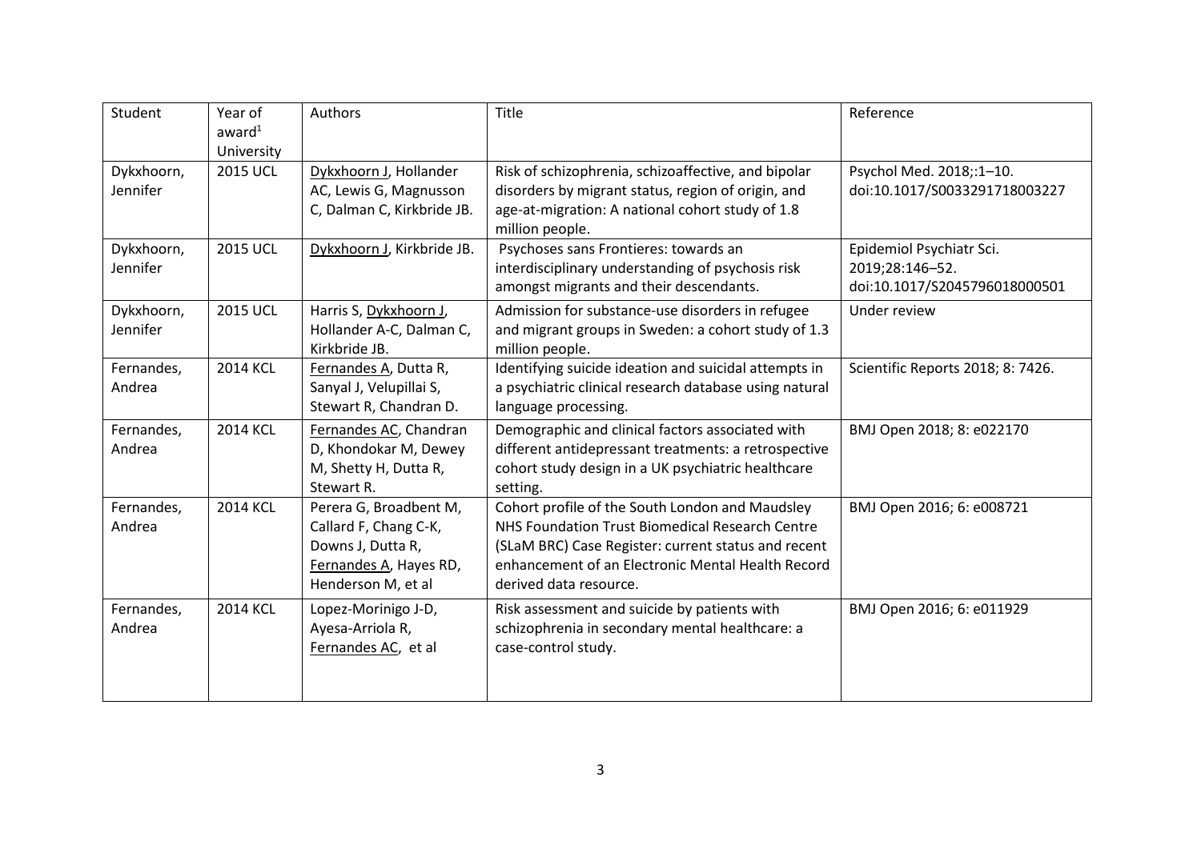| Student | Year of award[1] University | Authors | Title | Reference |
|---|---|---|---|---|
| Dykxhoorn, Jennifer | 2015 UCL | Dykxhoorn J, Hollander AC, Lewis G, Magnusson C, Dalman C, Kirkbride JB. | Risk of schizophrenia, schizoaffective, and bipolar disorders by migrant status, region of origin, and age-at-migration: A national cohort study of 1.8 million people. | Psychol Med. 2018;:1–10. doi:10.1017/S0033291718003227 |
| Dykxhoorn, Jennifer | 2015 UCL | Dykxhoorn J, Kirkbride JB. | Psychoses sans Frontieres: towards an interdisciplinary understanding of psychosis risk amongst migrants and their descendants. | Epidemiol Psychiatr Sci. 2019;28:146–52. doi:10.1017/S2045796018000501 |
| Dykxhoorn, Jennifer | 2015 UCL | Harris S, Dykxhoorn J, Hollander A-C, Dalman C, Kirkbride JB. | Admission for substance-use disorders in refugee and migrant groups in Sweden: a cohort study of 1.3 million people. | Under review |
| Fernandes, Andrea | 2014 KCL | Fernandes A, Dutta R, Sanyal J, Velupillai S, Stewart R, Chandran D. | Identifying suicide ideation and suicidal attempts in a psychiatric clinical research database using natural language processing. | Scientific Reports 2018; 8: 7426. |
| Fernandes, Andrea | 2014 KCL | Fernandes AC, Chandran D, Khondokar M, Dewey M, Shetty H, Dutta R, Stewart R. | Demographic and clinical factors associated with different antidepressant treatments: a retrospective cohort study design in a UK psychiatric healthcare setting. | BMJ Open 2018; 8: e022170 |
| Fernandes, Andrea | 2014 KCL | Perera G, Broadbent M, Callard F, Chang C-K, Downs J, Dutta R, Fernandes A, Hayes RD, Henderson M, et al | Cohort profile of the South London and Maudsley NHS Foundation Trust Biomedical Research Centre (SLaM BRC) Case Register: current status and recent enhancement of an Electronic Mental Health Record derived data resource. | BMJ Open 2016; 6: e008721 |
| Fernandes, Andrea | 2014 KCL | Lopez-Morinigo J-D, Ayesa-Arriola R, Fernandes AC, et al | Risk assessment and suicide by patients with schizophrenia in secondary mental healthcare: a case-control study. | BMJ Open 2016; 6: e011929 |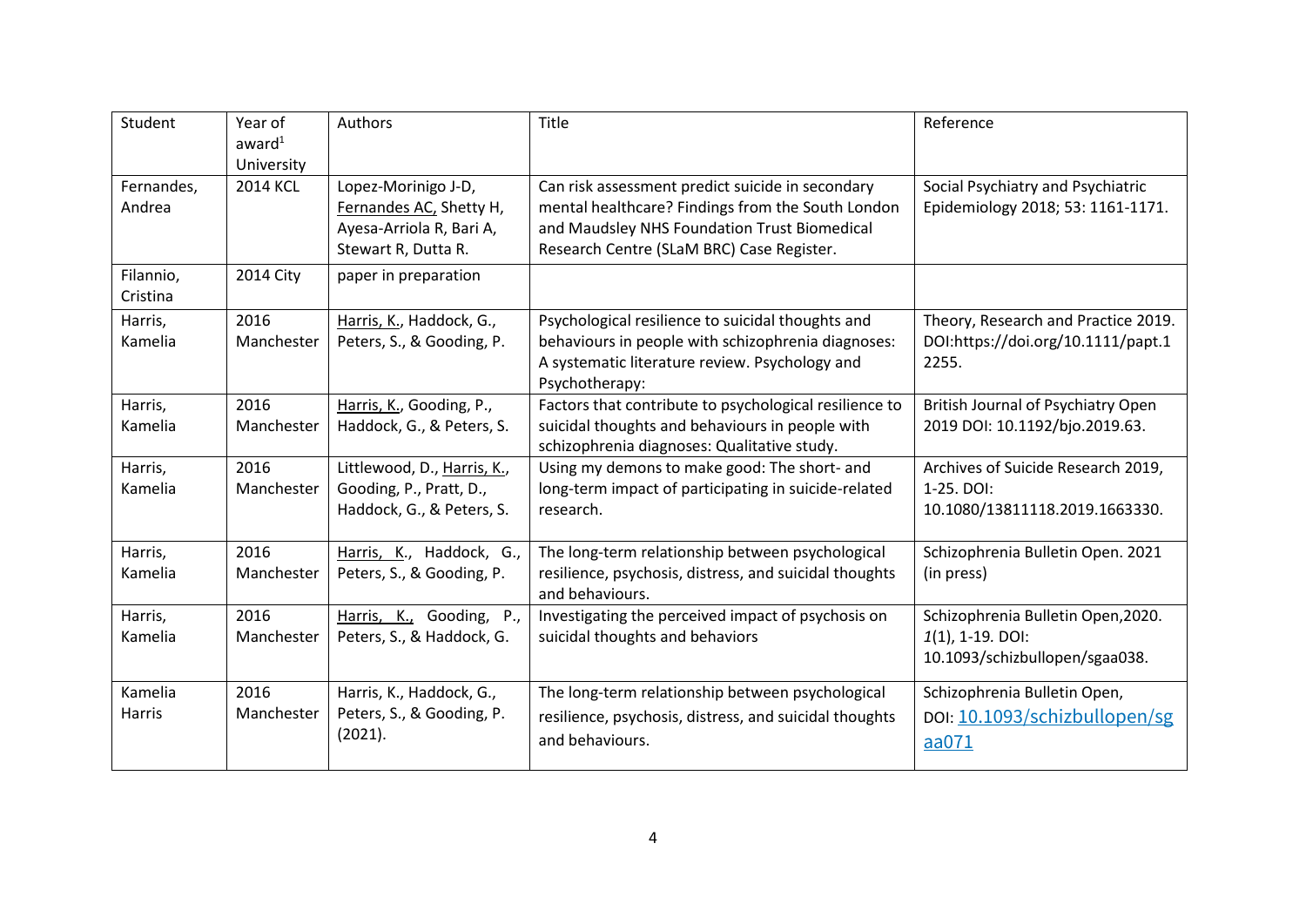| Student | Year of award[1] University | Authors | Title | Reference |
|---|---|---|---|---|
| Fernandes, Andrea | 2014 KCL | Lopez-Morinigo J-D, Fernandes AC, Shetty H, Ayesa-Arriola R, Bari A, Stewart R, Dutta R. | Can risk assessment predict suicide in secondary mental healthcare? Findings from the South London and Maudsley NHS Foundation Trust Biomedical Research Centre (SLaM BRC) Case Register. | Social Psychiatry and Psychiatric Epidemiology 2018; 53: 1161-1171. |
| Filannio, Cristina | 2014 City | paper in preparation | | |
| Harris, Kamelia | 2016 Manchester | Harris, K., Haddock, G., Peters, S., & Gooding, P. | Psychological resilience to suicidal thoughts and behaviours in people with schizophrenia diagnoses: A systematic literature review. Psychology and Psychotherapy: | Theory, Research and Practice 2019. DOI:https://doi.org/10.1111/papt.12255. |
| Harris, Kamelia | 2016 Manchester | Harris, K., Gooding, P., Haddock, G., & Peters, S. | Factors that contribute to psychological resilience to suicidal thoughts and behaviours in people with schizophrenia diagnoses: Qualitative study. | British Journal of Psychiatry Open 2019 DOI: 10.1192/bjo.2019.63. |
| Harris, Kamelia | 2016 Manchester | Littlewood, D., Harris, K., Gooding, P., Pratt, D., Haddock, G., & Peters, S. | Using my demons to make good: The short- and long-term impact of participating in suicide-related research. | Archives of Suicide Research 2019, 1-25. DOI: 10.1080/13811118.2019.1663330. |
| Harris, Kamelia | 2016 Manchester | Harris, K., Haddock, G., Peters, S., & Gooding, P. | The long-term relationship between psychological resilience, psychosis, distress, and suicidal thoughts and behaviours. | Schizophrenia Bulletin Open. 2021 (in press) |
| Harris, Kamelia | 2016 Manchester | Harris, K., Gooding, P., Peters, S., & Haddock, G. | Investigating the perceived impact of psychosis on suicidal thoughts and behaviors | Schizophrenia Bulletin Open,2020. *1*(1), 1-19. DOI: 10.1093/schizbullopen/sgaa038. |
| Kamelia Harris | 2016 Manchester | Harris, K., Haddock, G., Peters, S., & Gooding, P. (2021). | The long-term relationship between psychological resilience, psychosis, distress, and suicidal thoughts and behaviours. | Schizophrenia Bulletin Open, DOI: 10.1093/schizbullopen/sgaa071 |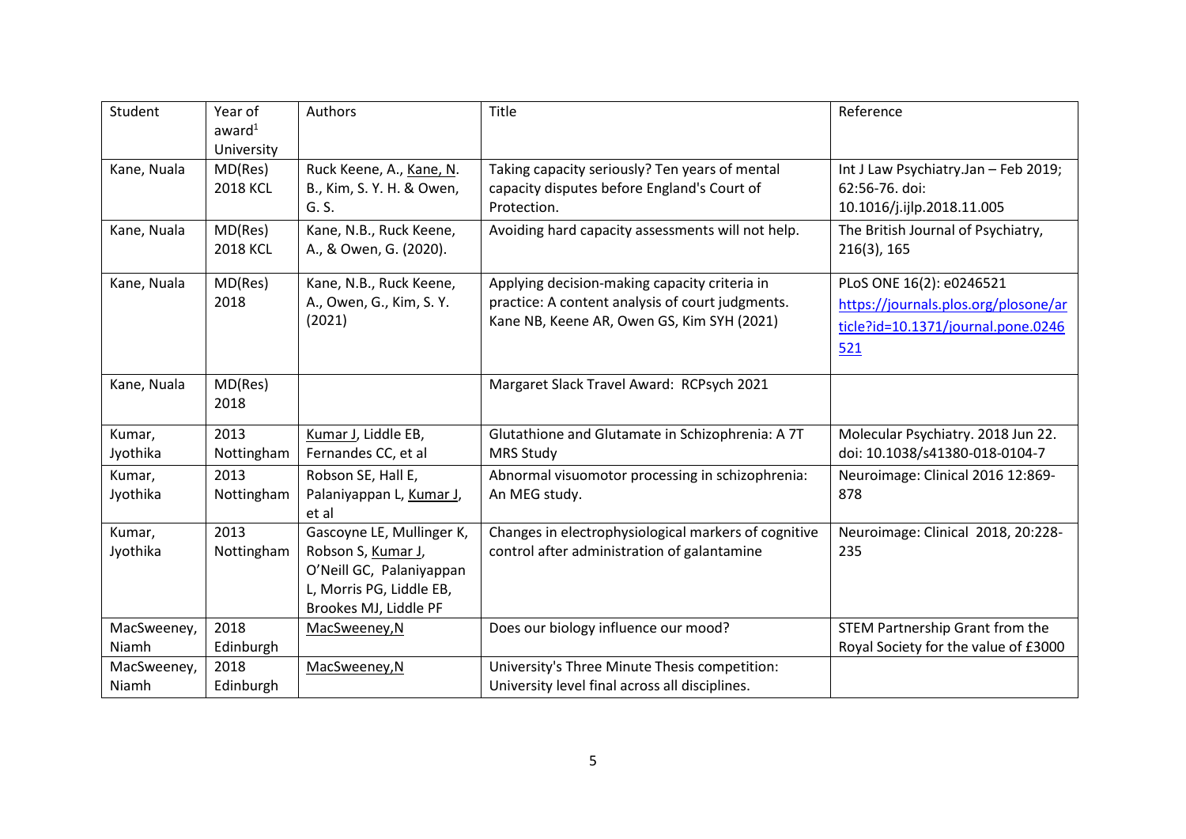| Student | Year of award[1] University | Authors | Title | Reference |
|---|---|---|---|---|
| Kane, Nuala | MD(Res) 2018 KCL | Ruck Keene, A., Kane, N. B., Kim, S. Y. H. & Owen, G. S. | Taking capacity seriously? Ten years of mental capacity disputes before England's Court of Protection. | Int J Law Psychiatry.Jan – Feb 2019; 62:56-76. doi: 10.1016/j.ijlp.2018.11.005 |
| Kane, Nuala | MD(Res) 2018 KCL | Kane, N.B., Ruck Keene, A., & Owen, G. (2020). | Avoiding hard capacity assessments will not help. | The British Journal of Psychiatry, 216(3), 165 |
| Kane, Nuala | MD(Res) 2018 | Kane, N.B., Ruck Keene, A., Owen, G., Kim, S. Y. (2021) | Applying decision-making capacity criteria in practice: A content analysis of court judgments. Kane NB, Keene AR, Owen GS, Kim SYH (2021) | PLoS ONE 16(2): e0246521 https://journals.plos.org/plosone/article?id=10.1371/journal.pone.0246521 |
| Kane, Nuala | MD(Res) 2018 | | Margaret Slack Travel Award: RCPsych 2021 | |
| Kumar, Jyothika | 2013 Nottingham | Kumar J, Liddle EB, Fernandes CC, et al | Glutathione and Glutamate in Schizophrenia: A 7T MRS Study | Molecular Psychiatry. 2018 Jun 22. doi: 10.1038/s41380-018-0104-7 |
| Kumar, Jyothika | 2013 Nottingham | Robson SE, Hall E, Palaniyappan L, Kumar J, et al | Abnormal visuomotor processing in schizophrenia: An MEG study. | Neuroimage: Clinical 2016 12:869-878 |
| Kumar, Jyothika | 2013 Nottingham | Gascoyne LE, Mullinger K, Robson S, Kumar J, O'Neill GC, Palaniyappan L, Morris PG, Liddle EB, Brookes MJ, Liddle PF | Changes in electrophysiological markers of cognitive control after administration of galantamine | Neuroimage: Clinical 2018, 20:228-235 |
| MacSweeney, Niamh | 2018 Edinburgh | MacSweeney,N | Does our biology influence our mood? | STEM Partnership Grant from the Royal Society for the value of £3000 |
| MacSweeney, Niamh | 2018 Edinburgh | MacSweeney,N | University's Three Minute Thesis competition: University level final across all disciplines. | |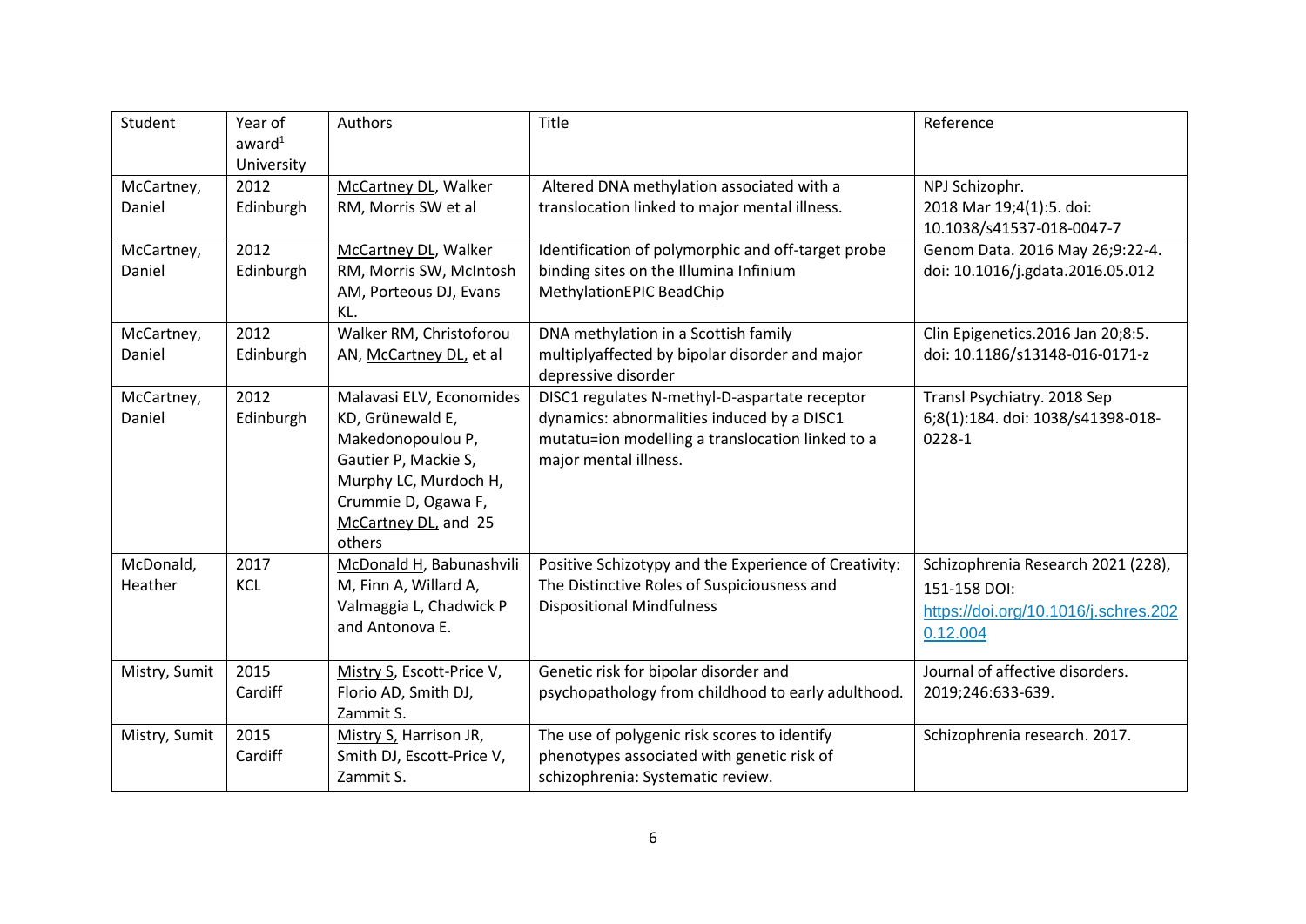| Student | Year of award[1] University | Authors | Title | Reference |
|---|---|---|---|---|
| McCartney, Daniel | 2012 Edinburgh | McCartney DL, Walker RM, Morris SW et al | Altered DNA methylation associated with a translocation linked to major mental illness. | NPJ Schizophr. 2018 Mar 19;4(1):5. doi: 10.1038/s41537-018-0047-7 |
| McCartney, Daniel | 2012 Edinburgh | McCartney DL, Walker RM, Morris SW, McIntosh AM, Porteous DJ, Evans KL. | Identification of polymorphic and off-target probe binding sites on the Illumina Infinium MethylationEPIC BeadChip | Genom Data. 2016 May 26;9:22-4. doi: 10.1016/j.gdata.2016.05.012 |
| McCartney, Daniel | 2012 Edinburgh | Walker RM, Christoforou AN, McCartney DL, et al | DNA methylation in a Scottish family multiplyaffected by bipolar disorder and major depressive disorder | Clin Epigenetics.2016 Jan 20;8:5. doi: 10.1186/s13148-016-0171-z |
| McCartney, Daniel | 2012 Edinburgh | Malavasi ELV, Economides KD, Grünewald E, Makedonopoulou P, Gautier P, Mackie S, Murphy LC, Murdoch H, Crummie D, Ogawa F, McCartney DL, and 25 others | DISC1 regulates N-methyl-D-aspartate receptor dynamics: abnormalities induced by a DISC1 mutatu=ion modelling a translocation linked to a major mental illness. | Transl Psychiatry. 2018 Sep 6;8(1):184. doi: 1038/s41398-018-0228-1 |
| McDonald, Heather | 2017 KCL | McDonald H, Babunashvili M, Finn A, Willard A, Valmaggia L, Chadwick P and Antonova E. | Positive Schizotypy and the Experience of Creativity: The Distinctive Roles of Suspiciousness and Dispositional Mindfulness | Schizophrenia Research 2021 (228), 151-158 DOI: https://doi.org/10.1016/j.schres.2020.12.004 |
| Mistry, Sumit | 2015 Cardiff | Mistry S, Escott-Price V, Florio AD, Smith DJ, Zammit S. | Genetic risk for bipolar disorder and psychopathology from childhood to early adulthood. | Journal of affective disorders. 2019;246:633-639. |
| Mistry, Sumit | 2015 Cardiff | Mistry S, Harrison JR, Smith DJ, Escott-Price V, Zammit S. | The use of polygenic risk scores to identify phenotypes associated with genetic risk of schizophrenia: Systematic review. | Schizophrenia research. 2017. |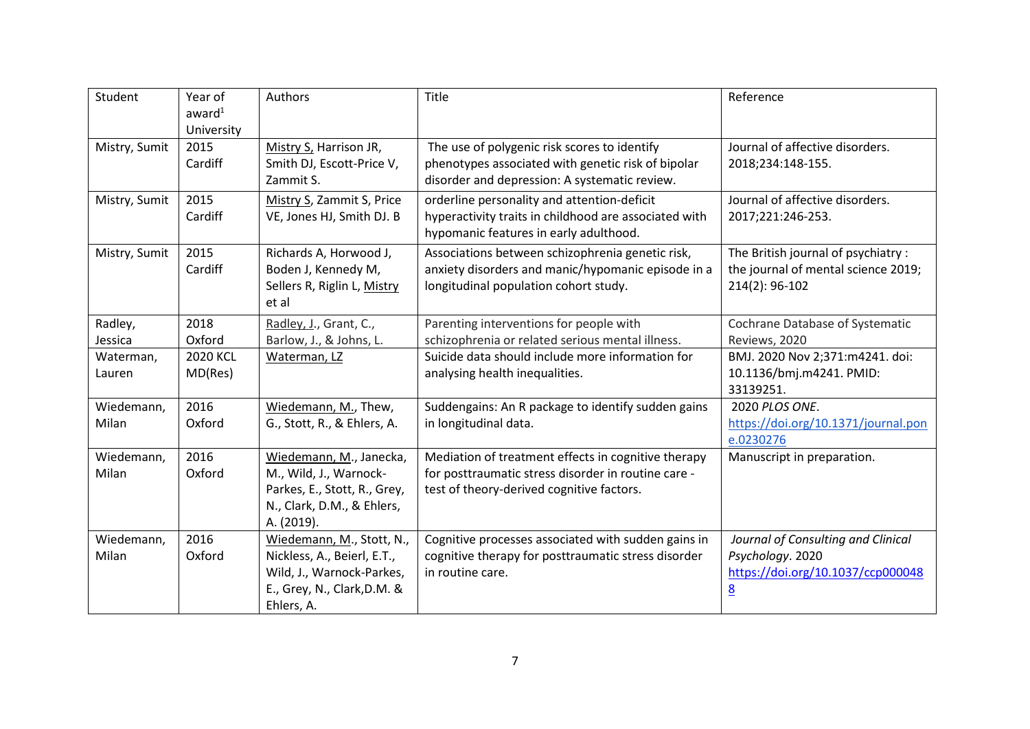| Student | Year of award[1] University | Authors | Title | Reference |
|---|---|---|---|---|
| Mistry, Sumit | 2015 Cardiff | Mistry S, Harrison JR, Smith DJ, Escott-Price V, Zammit S. | The use of polygenic risk scores to identify phenotypes associated with genetic risk of bipolar disorder and depression: A systematic review. | Journal of affective disorders. 2018;234:148-155. |
| Mistry, Sumit | 2015 Cardiff | Mistry S, Zammit S, Price VE, Jones HJ, Smith DJ. B | orderline personality and attention-deficit hyperactivity traits in childhood are associated with hypomanic features in early adulthood. | Journal of affective disorders. 2017;221:246-253. |
| Mistry, Sumit | 2015 Cardiff | Richards A, Horwood J, Boden J, Kennedy M, Sellers R, Riglin L, Mistry et al | Associations between schizophrenia genetic risk, anxiety disorders and manic/hypomanic episode in a longitudinal population cohort study. | The British journal of psychiatry : the journal of mental science 2019; 214(2): 96-102 |
| Radley, Jessica | 2018 Oxford | Radley, J., Grant, C., Barlow, J., & Johns, L. | Parenting interventions for people with schizophrenia or related serious mental illness. | Cochrane Database of Systematic Reviews, 2020 |
| Waterman, Lauren | 2020 KCL MD(Res) | Waterman, LZ | Suicide data should include more information for analysing health inequalities. | BMJ. 2020 Nov 2;371:m4241. doi: 10.1136/bmj.m4241. PMID: 33139251. |
| Wiedemann, Milan | 2016 Oxford | Wiedemann, M., Thew, G., Stott, R., & Ehlers, A. | Suddengains: An R package to identify sudden gains in longitudinal data. | 2020 *PLOS ONE*. https://doi.org/10.1371/journal.pone.0230276 |
| Wiedemann, Milan | 2016 Oxford | Wiedemann, M., Janecka, M., Wild, J., Warnock-Parkes, E., Stott, R., Grey, N., Clark, D.M., & Ehlers, A. (2019). | Mediation of treatment effects in cognitive therapy for posttraumatic stress disorder in routine care - test of theory-derived cognitive factors. | Manuscript in preparation. |
| Wiedemann, Milan | 2016 Oxford | Wiedemann, M., Stott, N., Nickless, A., Beierl, E.T., Wild, J., Warnock-Parkes, E., Grey, N., Clark,D.M. & Ehlers, A. | Cognitive processes associated with sudden gains in cognitive therapy for posttraumatic stress disorder in routine care. | *Journal of Consulting and Clinical Psychology*. 2020 https://doi.org/10.1037/ccp0000488 |